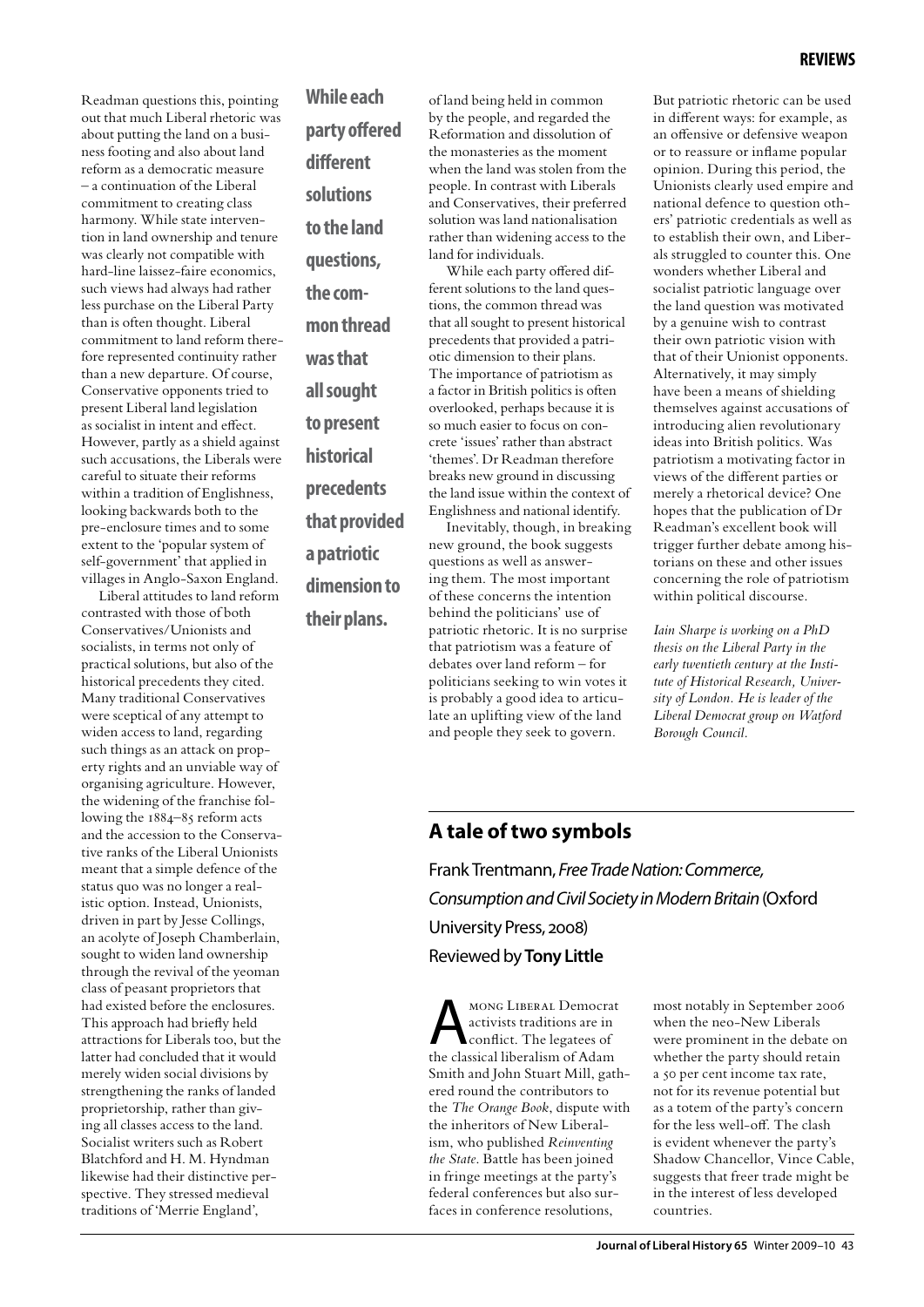Readman questions this, pointing out that much Liberal rhetoric was about putting the land on a business footing and also about land reform as a democratic measure – a continuation of the Liberal commitment to creating class harmony. While state intervention in land ownership and tenure was clearly not compatible with hard-line laissez-faire economics, such views had always had rather less purchase on the Liberal Party than is often thought. Liberal commitment to land reform therefore represented continuity rather than a new departure. Of course, Conservative opponents tried to present Liberal land legislation as socialist in intent and effect. However, partly as a shield against such accusations, the Liberals were careful to situate their reforms within a tradition of Englishness, looking backwards both to the pre-enclosure times and to some extent to the 'popular system of self-government' that applied in villages in Anglo-Saxon England.

Liberal attitudes to land reform contrasted with those of both Conservatives/Unionists and socialists, in terms not only of practical solutions, but also of the historical precedents they cited. Many traditional Conservatives were sceptical of any attempt to widen access to land, regarding such things as an attack on property rights and an unviable way of organising agriculture. However, the widening of the franchise following the 1884–85 reform acts and the accession to the Conservative ranks of the Liberal Unionists meant that a simple defence of the status quo was no longer a realistic option. Instead, Unionists, driven in part by Jesse Collings, an acolyte of Joseph Chamberlain, sought to widen land ownership through the revival of the yeoman class of peasant proprietors that had existed before the enclosures. This approach had briefly held attractions for Liberals too, but the latter had concluded that it would merely widen social divisions by strengthening the ranks of landed proprietorship, rather than giving all classes access to the land. Socialist writers such as Robert Blatchford and H. M. Hyndman likewise had their distinctive perspective. They stressed medieval traditions of 'Merrie England', of land being held in common by the people, and regarded the Reformation and dissolution of the monasteries as the moment when the land was stolen from the people. In contrast with Liberals and Conservatives, their preferred solution was land nationalisation rather than widening access to the land for individuals.

**While each party offered different solutions to the land questions, the common thread was that all sought to present historical precedents that provided a patriotic dimension to their plans.**

While each party offered different solutions to the land questions, the common thread was that all sought to present historical precedents that provided a patriotic dimension to their plans. The importance of patriotism as a factor in British politics is often overlooked, perhaps because it is so much easier to focus on concrete 'issues' rather than abstract 'themes'. Dr Readman therefore breaks new ground in discussing the land issue within the context of Englishness and national identify.

Inevitably, though, in breaking new ground, the book suggests questions as well as answering them. The most important of these concerns the intention behind the politicians' use of patriotic rhetoric. It is no surprise that patriotism was a feature of debates over land reform – for politicians seeking to win votes it is probably a good idea to articulate an uplifting view of the land and people they seek to govern.

But patriotic rhetoric can be used in different ways: for example, as an offensive or defensive weapon or to reassure or inflame popular opinion. During this period, the Unionists clearly used empire and national defence to question others' patriotic credentials as well as to establish their own, and Liberals struggled to counter this. One wonders whether Liberal and socialist patriotic language over the land question was motivated by a genuine wish to contrast their own patriotic vision with that of their Unionist opponents. Alternatively, it may simply have been a means of shielding themselves against accusations of introducing alien revolutionary ideas into British politics. Was patriotism a motivating factor in views of the different parties or merely a rhetorical device? One hopes that the publication of Dr Readman's excellent book will trigger further debate among historians on these and other issues concerning the role of patriotism within political discourse.

*Iain Sharpe is working on a PhD thesis on the Liberal Party in the early twentieth century at the Institute of Historical Research, University of London. He is leader of the Liberal Democrat group on Watford Borough Council.*

## A tale of two symbols

Frank Trentmann, *Free Trade Nation: Commerce, Consumption and Civil Society in Modern Britain* (Oxford University Press, 2008)

Reviewed by **Tony Little**

Among Liberal Democrat activists traditions are in conflict. The legatees of the classical liberalism of Adam Smith and John Stuart Mill, gathered round the contributors to the *The Orange Book*, dispute with the inheritors of New Liberalism, who published *Reinventing the State*. Battle has been joined in fringe meetings at the party's federal conferences but also surfaces in conference resolutions, most notably in September 2006 when the neo-New Liberals were prominent in the debate on whether the party should retain a 50 per cent income tax rate, not for its revenue potential but as a totem of the party's concern for the less well-off. The clash is evident whenever the party's Shadow Chancellor, Vince Cable, suggests that freer trade might be in the interest of less developed countries.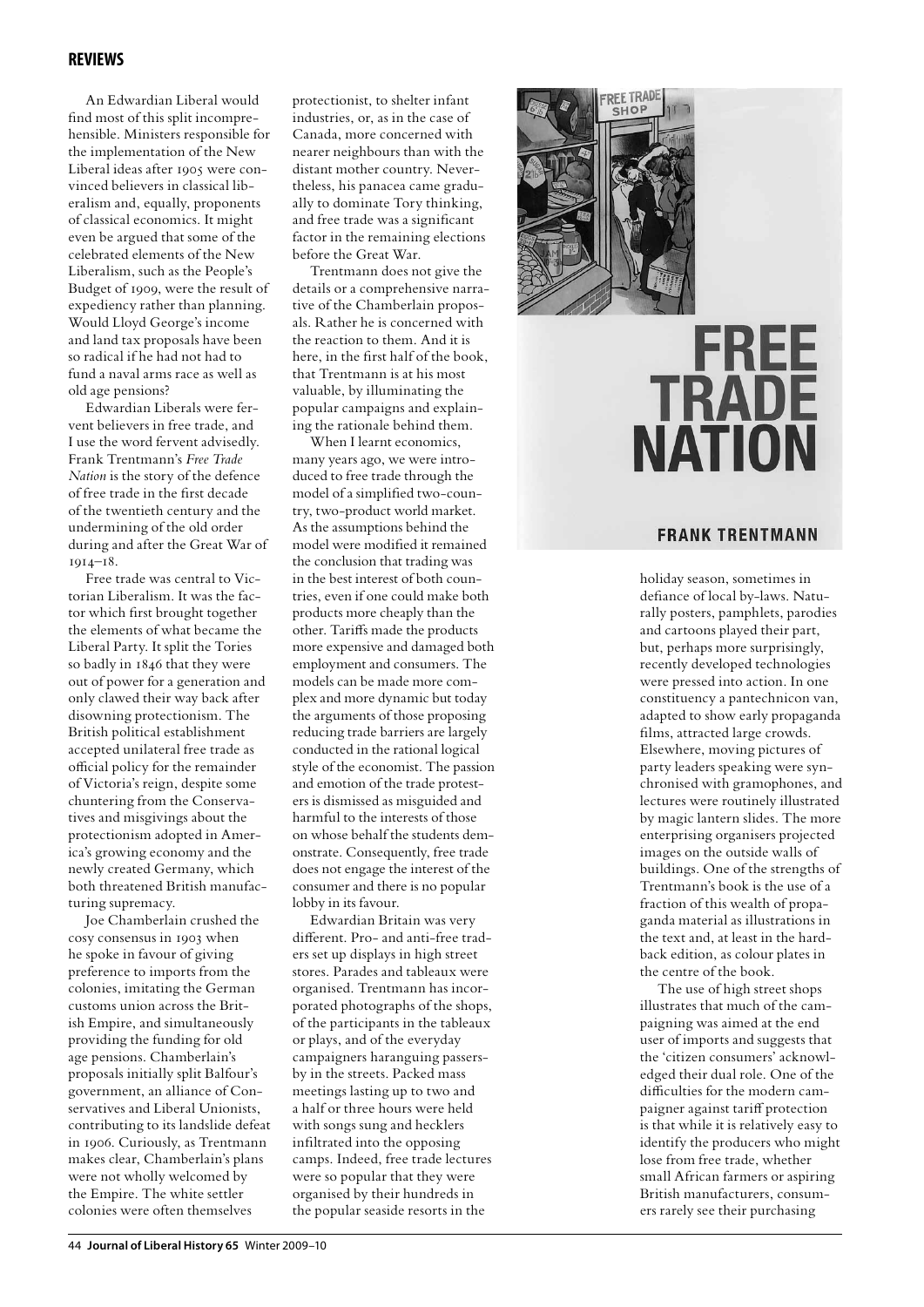An Edwardian Liberal would find most of this split incomprehensible. Ministers responsible for the implementation of the New Liberal ideas after 1905 were convinced believers in classical liberalism and, equally, proponents of classical economics. It might even be argued that some of the celebrated elements of the New Liberalism, such as the People's Budget of 1909, were the result of expediency rather than planning. Would Lloyd George's income and land tax proposals have been so radical if he had not had to fund a naval arms race as well as old age pensions?

Edwardian Liberals were fervent believers in free trade, and I use the word fervent advisedly. Frank Trentmann's *Free Trade Nation* is the story of the defence of free trade in the first decade of the twentieth century and the undermining of the old order during and after the Great War of 1914–18.

Free trade was central to Victorian Liberalism. It was the factor which first brought together the elements of what became the Liberal Party. It split the Tories so badly in 1846 that they were out of power for a generation and only clawed their way back after disowning protectionism. The British political establishment accepted unilateral free trade as official policy for the remainder of Victoria's reign, despite some chuntering from the Conservatives and misgivings about the protectionism adopted in America's growing economy and the newly created Germany, which both threatened British manufacturing supremacy.

Joe Chamberlain crushed the cosy consensus in 1903 when he spoke in favour of giving preference to imports from the colonies, imitating the German customs union across the British Empire, and simultaneously providing the funding for old age pensions. Chamberlain's proposals initially split Balfour's government, an alliance of Conservatives and Liberal Unionists, contributing to its landslide defeat in 1906. Curiously, as Trentmann makes clear, Chamberlain's plans were not wholly welcomed by the Empire. The white settler colonies were often themselves protectionist, to shelter infant industries, or, as in the case of Canada, more concerned with nearer neighbours than with the distant mother country. Nevertheless, his panacea came gradually to dominate Tory thinking, and free trade was a significant factor in the remaining elections before the Great War.

Trentmann does not give the details or a comprehensive narrative of the Chamberlain proposals. Rather he is concerned with the reaction to them. And it is here, in the first half of the book, that Trentmann is at his most valuable, by illuminating the popular campaigns and explaining the rationale behind them.

When I learnt economics, many years ago, we were introduced to free trade through the model of a simplified two-country, two-product world market. As the assumptions behind the model were modified it remained the conclusion that trading was in the best interest of both countries, even if one could make both products more cheaply than the other. Tariffs made the products more expensive and damaged both employment and consumers. The models can be made more complex and more dynamic but today the arguments of those proposing reducing trade barriers are largely conducted in the rational logical style of the economist. The passion and emotion of the trade protesters is dismissed as misguided and harmful to the interests of those on whose behalf the students demonstrate. Consequently, free trade does not engage the interest of the consumer and there is no popular lobby in its favour.

Edwardian Britain was very different. Pro- and anti-free traders set up displays in high street stores. Parades and tableaux were organised. Trentmann has incorporated photographs of the shops, of the participants in the tableaux or plays, and of the everyday campaigners haranguing passers-by in the streets. Packed mass meetings lasting up to two and a half or three hours were held with songs sung and hecklers infiltrated into the opposing camps. Indeed, free trade lectures were so popular that they were organised by their hundreds in the popular seaside resorts in the holiday season, sometimes in defiance of local by-laws. Naturally posters, pamphlets, parodies and cartoons played their part, but, perhaps more surprisingly, recently developed technologies were pressed into action. In one constituency a pantechnicon van, adapted to show early propaganda films, attracted large crowds. Elsewhere, moving pictures of party leaders speaking were synchronised with gramophones, and lectures were routinely illustrated by magic lantern slides. The more enterprising organisers projected images on the outside walls of buildings. One of the strengths of Trentmann's book is the use of a fraction of this wealth of propaganda material as illustrations in the text and, at least in the hardback edition, as colour plates in the centre of the book.

The use of high street shops illustrates that much of the campaigning was aimed at the end user of imports and suggests that the 'citizen consumers' acknowledged their dual role. One of the difficulties for the modern campaigner against tariff protection is that while it is relatively easy to identify the producers who might lose from free trade, whether small African farmers or aspiring British manufacturers, consumers rarely see their purchasing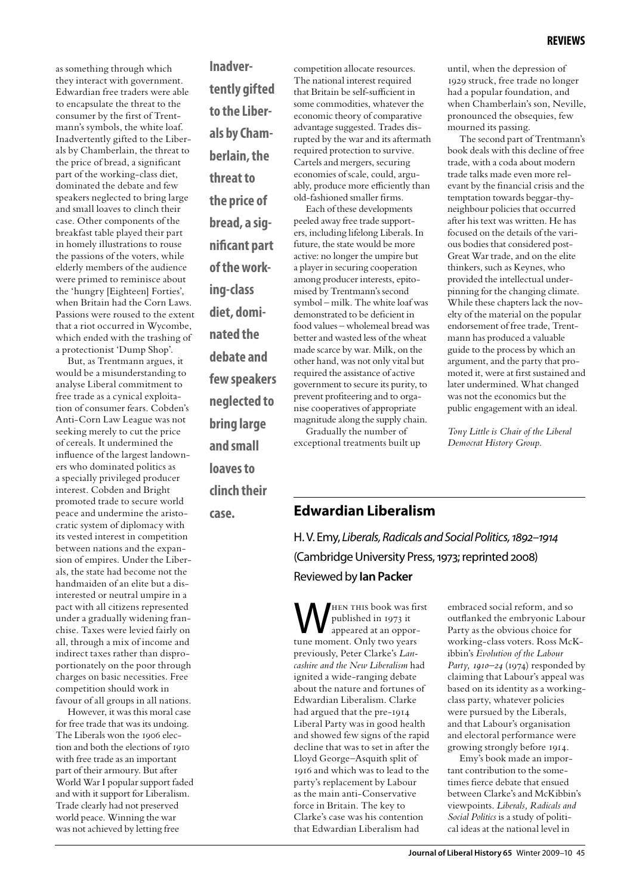as something through which they interact with government. Edwardian free traders were able to encapsulate the threat to the consumer by the first of Trentmann's symbols, the white loaf. Inadvertently gifted to the Liberals by Chamberlain, the threat to the price of bread, a significant part of the working-class diet, dominated the debate and few speakers neglected to bring large and small loaves to clinch their case. Other components of the breakfast table played their part in homely illustrations to rouse the passions of the voters, while elderly members of the audience were primed to reminisce about the 'hungry [Eighteen] Forties', when Britain had the Corn Laws. Passions were roused to the extent that a riot occurred in Wycombe, which ended with the trashing of a protectionist 'Dump Shop'.

But, as Trentmann argues, it would be a misunderstanding to analyse Liberal commitment to free trade as a cynical exploitation of consumer fears. Cobden's Anti-Corn Law League was not seeking merely to cut the price of cereals. It undermined the influence of the largest landowners who dominated politics as a specially privileged producer interest. Cobden and Bright promoted trade to secure world peace and undermine the aristocratic system of diplomacy with its vested interest in competition between nations and the expansion of empires. Under the Liberals, the state had become not the handmaiden of an elite but a disinterested or neutral umpire in a pact with all citizens represented under a gradually widening franchise. Taxes were levied fairly on all, through a mix of income and indirect taxes rather than disproportionately on the poor through charges on basic necessities. Free competition should work in favour of all groups in all nations.

However, it was this moral case for free trade that was its undoing. The Liberals won the 1906 election and both the elections of 1910 with free trade as an important part of their armoury. But after World War I popular support faded and with it support for Liberalism. Trade clearly had not preserved world peace. Winning the war was not achieved by letting free competition allocate resources. The national interest required that Britain be self-sufficient in some commodities, whatever the economic theory of comparative advantage suggested. Trades disrupted by the war and its aftermath required protection to survive. Cartels and mergers, securing economies of scale, could, arguably, produce more efficiently than old-fashioned smaller firms.

> **Inadvertently gifted to the Liberals by Chamberlain, the threat to the price of bread, a significant part of the working-class diet, dominated the debate and few speakers neglected to bring large and small loaves to clinch their case.**

Each of these developments peeled away free trade supporters, including lifelong Liberals. In future, the state would be more active: no longer the umpire but a player in securing cooperation among producer interests, epitomised by Trentmann's second symbol – milk. The white loaf was demonstrated to be deficient in food values – wholemeal bread was better and wasted less of the wheat made scarce by war. Milk, on the other hand, was not only vital but required the assistance of active government to secure its purity, to prevent profiteering and to organise cooperatives of appropriate magnitude along the supply chain.

Gradually the number of exceptional treatments built up until, when the depression of 1929 struck, free trade no longer had a popular foundation, and when Chamberlain's son, Neville, pronounced the obsequies, few mourned its passing.

The second part of Trentmann's book deals with this decline of free trade, with a coda about modern trade talks made even more relevant by the financial crisis and the temptation towards beggar-thy-neighbour policies that occurred after his text was written. He has focused on the details of the various bodies that considered post-Great War trade, and on the elite thinkers, such as Keynes, who provided the intellectual underpinning for the changing climate. While these chapters lack the novelty of the material on the popular endorsement of free trade, Trentmann has produced a valuable guide to the process by which an argument, and the party that promoted it, were at first sustained and later undermined. What changed was not the economics but the public engagement with an ideal.

*Tony Little is Chair of the Liberal Democrat History Group.*

## Edwardian Liberalism

H. V. Emy, *Liberals, Radicals and Social Politics, 1892–1914* (Cambridge University Press, 1973; reprinted 2008)

Reviewed by **Ian Packer**

When this book was first published in 1973 it appeared at an opportune moment. Only two years previously, Peter Clarke's *Lancashire and the New Liberalism* had ignited a wide-ranging debate about the nature and fortunes of Edwardian Liberalism. Clarke had argued that the pre-1914 Liberal Party was in good health and showed few signs of the rapid decline that was to set in after the Lloyd George–Asquith split of 1916 and which was to lead to the party's replacement by Labour as the main anti-Conservative force in Britain. The key to Clarke's case was his contention that Edwardian Liberalism had embraced social reform, and so outflanked the embryonic Labour Party as the obvious choice for working-class voters. Ross McKibbin's *Evolution of the Labour Party, 1910–24* (1974) responded by claiming that Labour's appeal was based on its identity as a working-class party, whatever policies were pursued by the Liberals, and that Labour's organisation and electoral performance were growing strongly before 1914.

Emy's book made an important contribution to the sometimes fierce debate that ensued between Clarke's and McKibbin's viewpoints. *Liberals, Radicals and Social Politics* is a study of political ideas at the national level in